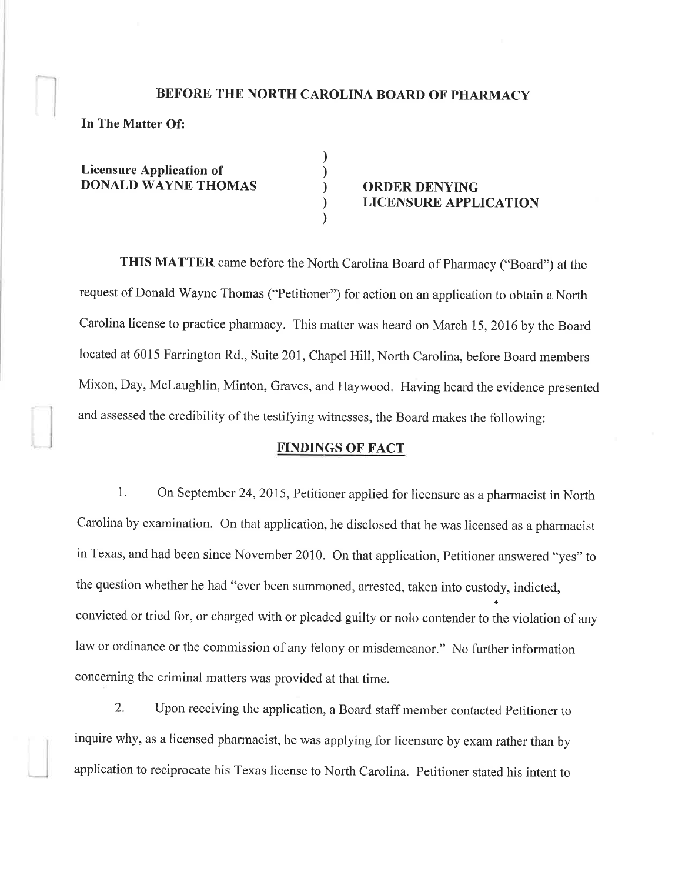**BEFORE THE NORTH CAROLINA BOARD OF PHARMACY**

**In The Matter Of:**

**Licensure Application of**
**DONALD WAYNE THOMAS**

**ORDER DENYING LICENSURE APPLICATION**

**THIS MATTER** came before the North Carolina Board of Pharmacy ("Board") at the request of Donald Wayne Thomas ("Petitioner") for action on an application to obtain a North Carolina license to practice pharmacy. This matter was heard on March 15, 2016 by the Board located at 6015 Farrington Rd., Suite 201, Chapel Hill, North Carolina, before Board members Mixon, Day, McLaughlin, Minton, Graves, and Haywood. Having heard the evidence presented and assessed the credibility of the testifying witnesses, the Board makes the following:

## FINDINGS OF FACT

1. On September 24, 2015, Petitioner applied for licensure as a pharmacist in North Carolina by examination. On that application, he disclosed that he was licensed as a pharmacist in Texas, and had been since November 2010. On that application, Petitioner answered "yes" to the question whether he had "ever been summoned, arrested, taken into custody, indicted, convicted or tried for, or charged with or pleaded guilty or nolo contender to the violation of any law or ordinance or the commission of any felony or misdemeanor." No further information concerning the criminal matters was provided at that time.

2. Upon receiving the application, a Board staff member contacted Petitioner to inquire why, as a licensed pharmacist, he was applying for licensure by exam rather than by application to reciprocate his Texas license to North Carolina. Petitioner stated his intent to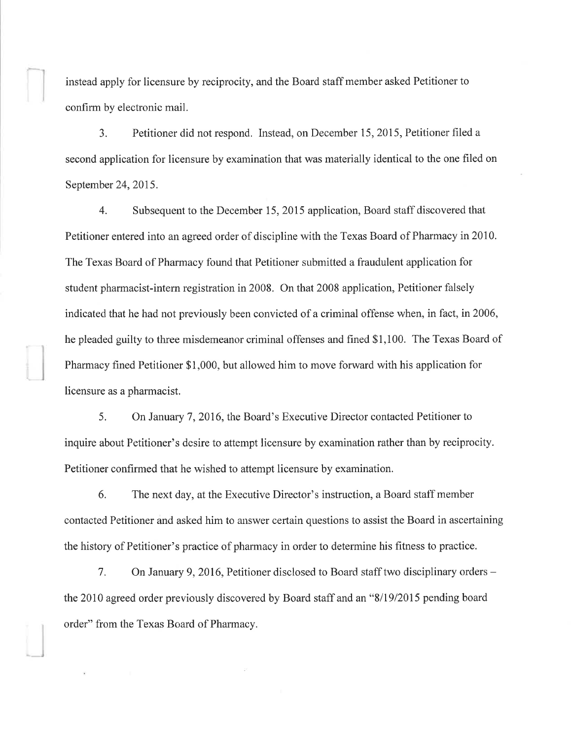instead apply for licensure by reciprocity, and the Board staff member asked Petitioner to confirm by electronic mail.

3. Petitioner did not respond. Instead, on December 15, 2015, Petitioner filed a second application for licensure by examination that was materially identical to the one filed on September 24, 2015.

4. Subsequent to the December 15, 2015 application, Board staff discovered that Petitioner entered into an agreed order of discipline with the Texas Board of Pharmacy in 2010. The Texas Board of Pharmacy found that Petitioner submitted a fraudulent application for student pharmacist-intern registration in 2008. On that 2008 application, Petitioner falsely indicated that he had not previously been convicted of a criminal offense when, in fact, in 2006, he pleaded guilty to three misdemeanor criminal offenses and fined $1,100. The Texas Board of Pharmacy fined Petitioner $1,000, but allowed him to move forward with his application for licensure as a pharmacist.

5. On January 7, 2016, the Board's Executive Director contacted Petitioner to inquire about Petitioner's desire to attempt licensure by examination rather than by reciprocity. Petitioner confirmed that he wished to attempt licensure by examination.

6. The next day, at the Executive Director's instruction, a Board staff member contacted Petitioner and asked him to answer certain questions to assist the Board in ascertaining the history of Petitioner's practice of pharmacy in order to determine his fitness to practice.

7. On January 9, 2016, Petitioner disclosed to Board staff two disciplinary orders – the 2010 agreed order previously discovered by Board staff and an "8/19/2015 pending board order" from the Texas Board of Pharmacy.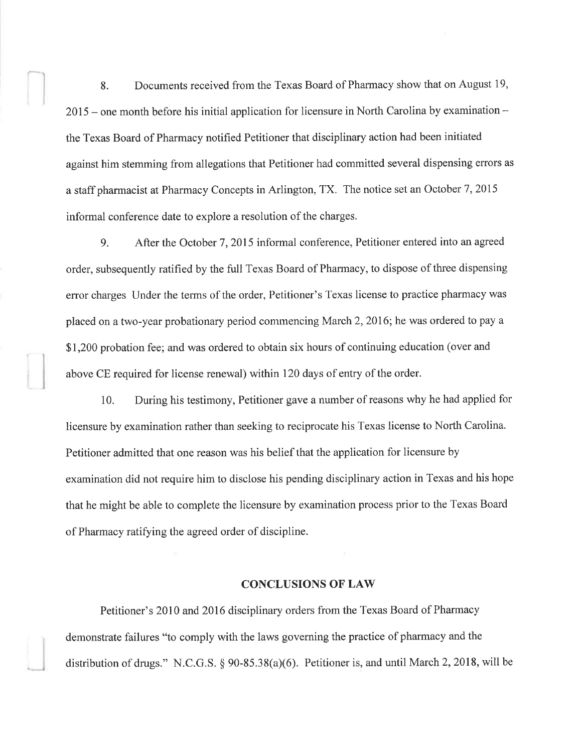8. Documents received from the Texas Board of Pharmacy show that on August 19, 2015 – one month before his initial application for licensure in North Carolina by examination – the Texas Board of Pharmacy notified Petitioner that disciplinary action had been initiated against him stemming from allegations that Petitioner had committed several dispensing errors as a staff pharmacist at Pharmacy Concepts in Arlington, TX. The notice set an October 7, 2015 informal conference date to explore a resolution of the charges.

9. After the October 7, 2015 informal conference, Petitioner entered into an agreed order, subsequently ratified by the full Texas Board of Pharmacy, to dispose of three dispensing error charges Under the terms of the order, Petitioner's Texas license to practice pharmacy was placed on a two-year probationary period commencing March 2, 2016; he was ordered to pay a $1,200 probation fee; and was ordered to obtain six hours of continuing education (over and above CE required for license renewal) within 120 days of entry of the order.

10. During his testimony, Petitioner gave a number of reasons why he had applied for licensure by examination rather than seeking to reciprocate his Texas license to North Carolina. Petitioner admitted that one reason was his belief that the application for licensure by examination did not require him to disclose his pending disciplinary action in Texas and his hope that he might be able to complete the licensure by examination process prior to the Texas Board of Pharmacy ratifying the agreed order of discipline.

## CONCLUSIONS OF LAW

Petitioner's 2010 and 2016 disciplinary orders from the Texas Board of Pharmacy demonstrate failures "to comply with the laws governing the practice of pharmacy and the distribution of drugs." N.C.G.S. § 90-85.38(a)(6). Petitioner is, and until March 2, 2018, will be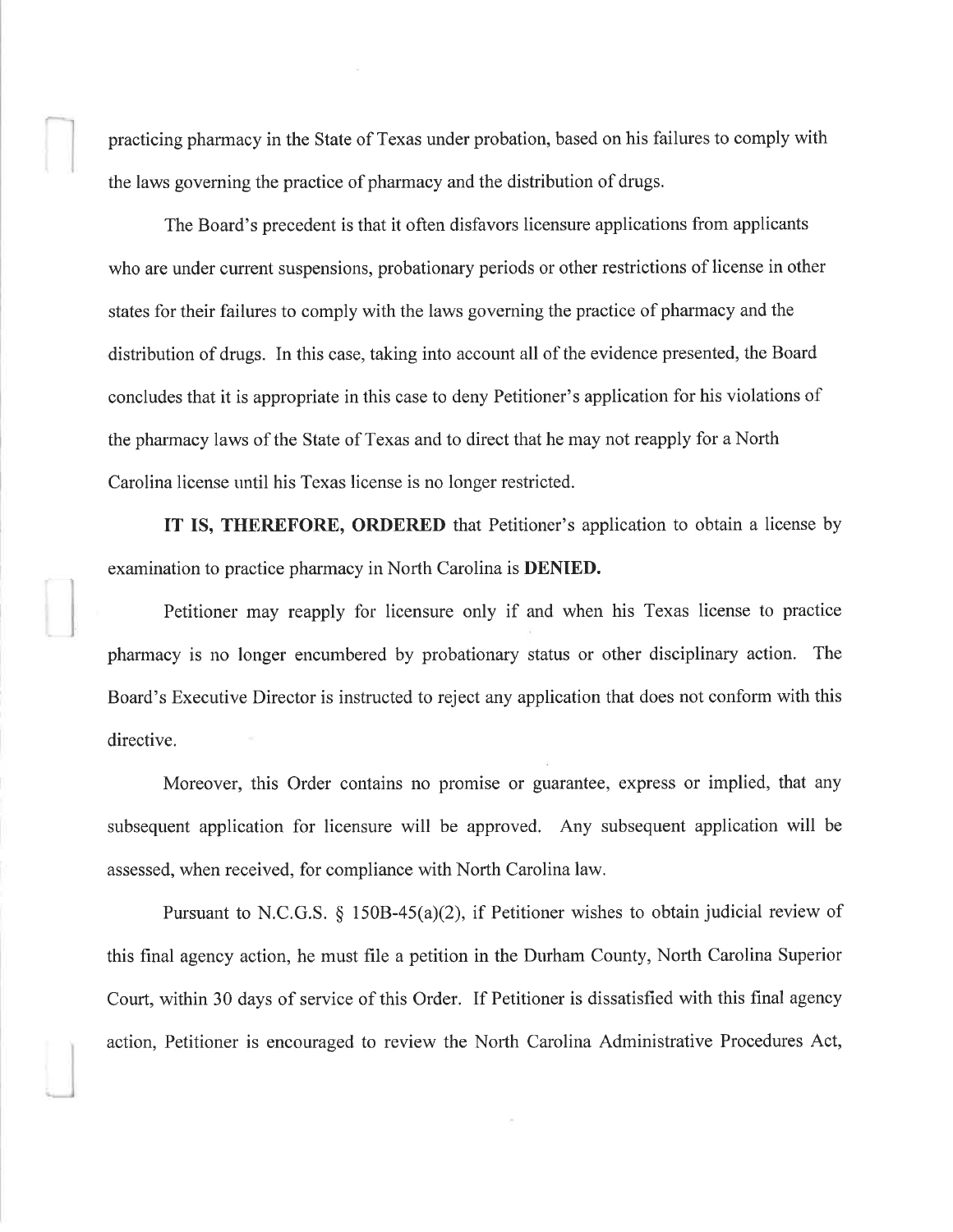practicing pharmacy in the State of Texas under probation, based on his failures to comply with the laws governing the practice of pharmacy and the distribution of drugs.

The Board's precedent is that it often disfavors licensure applications from applicants who are under current suspensions, probationary periods or other restrictions of license in other states for their failures to comply with the laws governing the practice of pharmacy and the distribution of drugs. In this case, taking into account all of the evidence presented, the Board concludes that it is appropriate in this case to deny Petitioner's application for his violations of the pharmacy laws of the State of Texas and to direct that he may not reapply for a North Carolina license until his Texas license is no longer restricted.

**IT IS, THEREFORE, ORDERED** that Petitioner's application to obtain a license by examination to practice pharmacy in North Carolina is **DENIED.**

Petitioner may reapply for licensure only if and when his Texas license to practice pharmacy is no longer encumbered by probationary status or other disciplinary action. The Board's Executive Director is instructed to reject any application that does not conform with this directive.

Moreover, this Order contains no promise or guarantee, express or implied, that any subsequent application for licensure will be approved. Any subsequent application will be assessed, when received, for compliance with North Carolina law.

Pursuant to N.C.G.S. § 150B-45(a)(2), if Petitioner wishes to obtain judicial review of this final agency action, he must file a petition in the Durham County, North Carolina Superior Court, within 30 days of service of this Order. If Petitioner is dissatisfied with this final agency action, Petitioner is encouraged to review the North Carolina Administrative Procedures Act,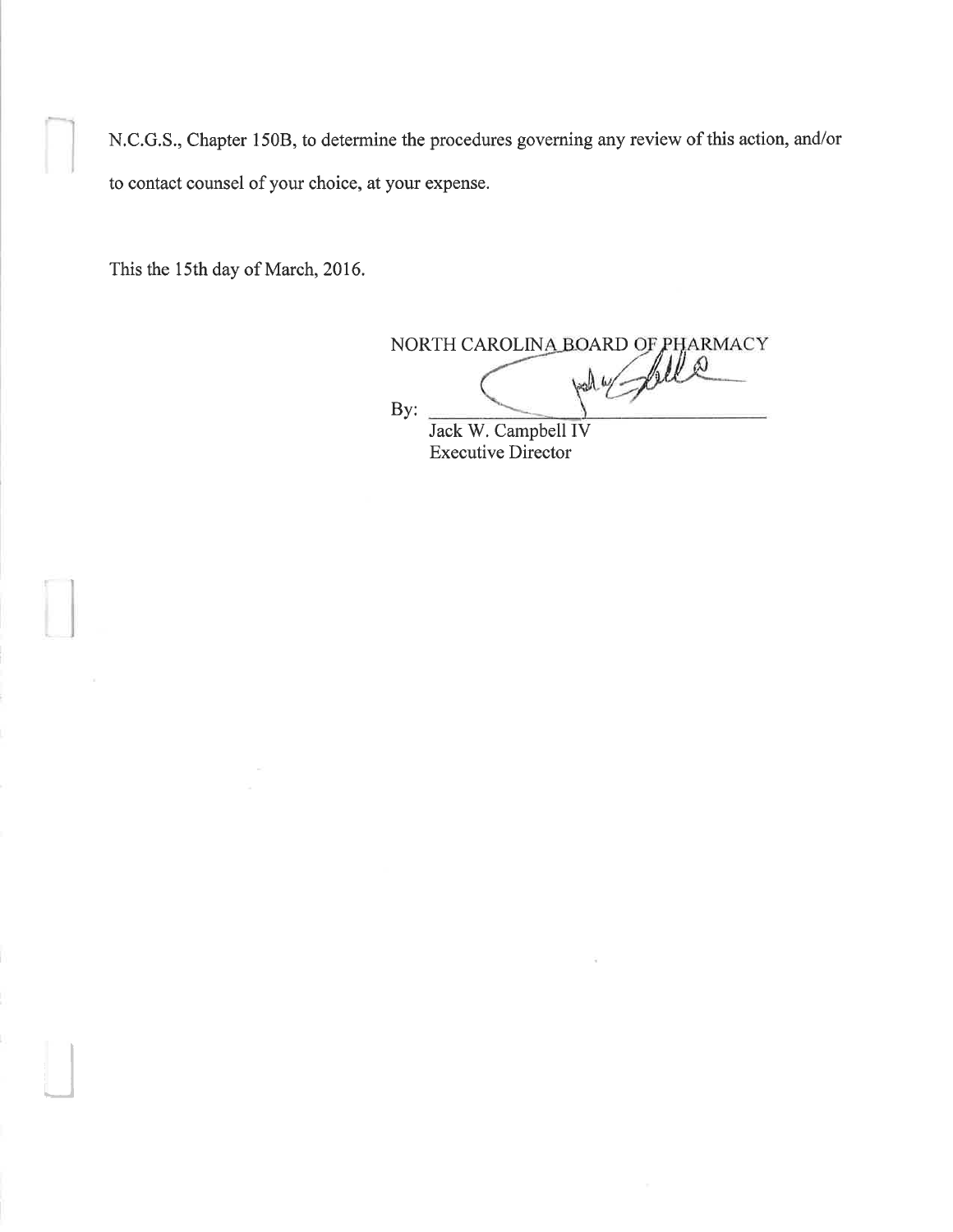N.C.G.S., Chapter 150B, to determine the procedures governing any review of this action, and/or to contact counsel of your choice, at your expense.

This the 15th day of March, 2016.

NORTH CAROLINA BOARD OF PHARMACY

By: ______________________________

Jack W. Campbell IV
Executive Director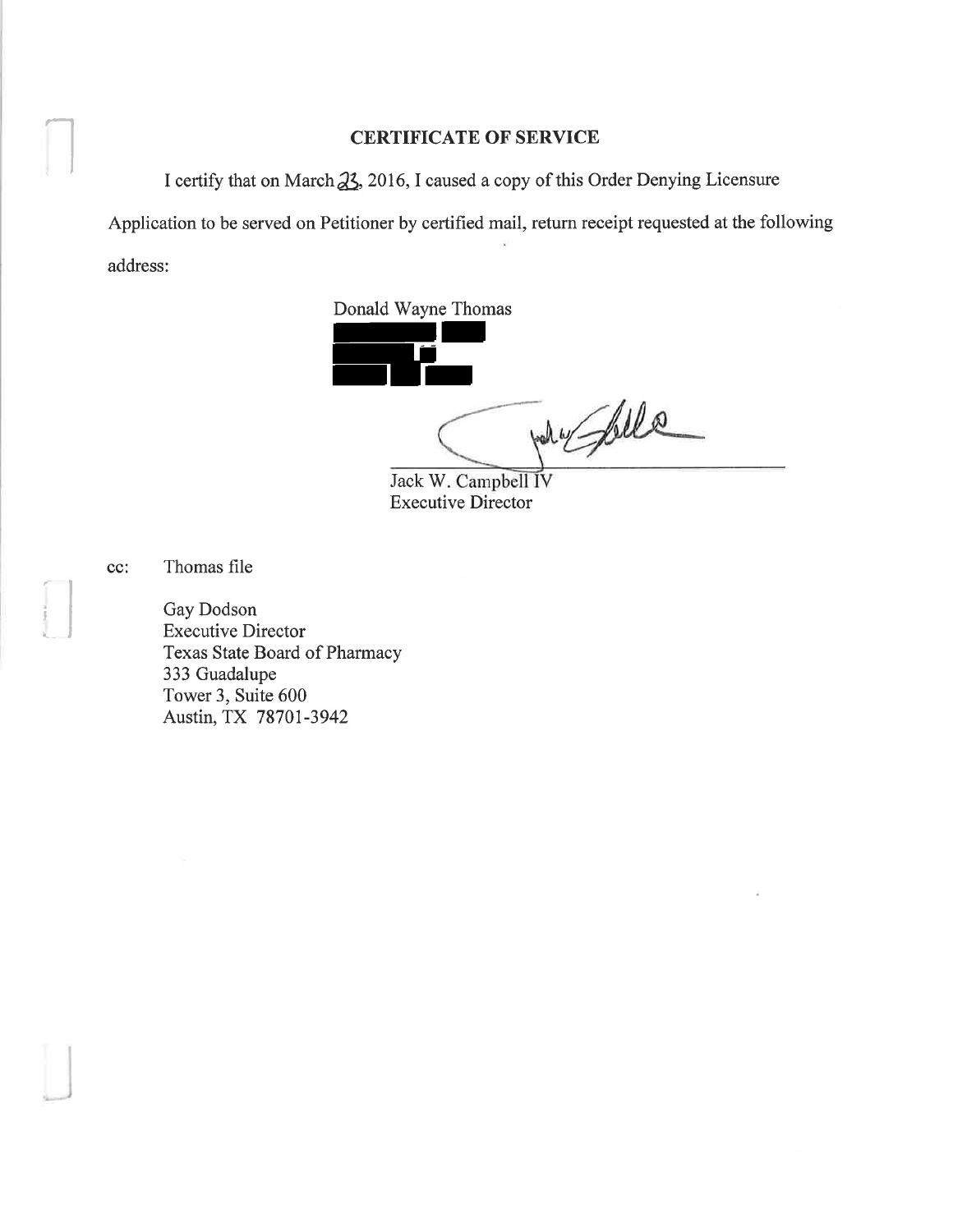## CERTIFICATE OF SERVICE

I certify that on March 23, 2016, I caused a copy of this Order Denying Licensure Application to be served on Petitioner by certified mail, return receipt requested at the following address:

Donald Wayne Thomas

Jack W. Campbell IV
Executive Director

cc: Thomas file

Gay Dodson
Executive Director
Texas State Board of Pharmacy
333 Guadalupe
Tower 3, Suite 600
Austin, TX 78701-3942